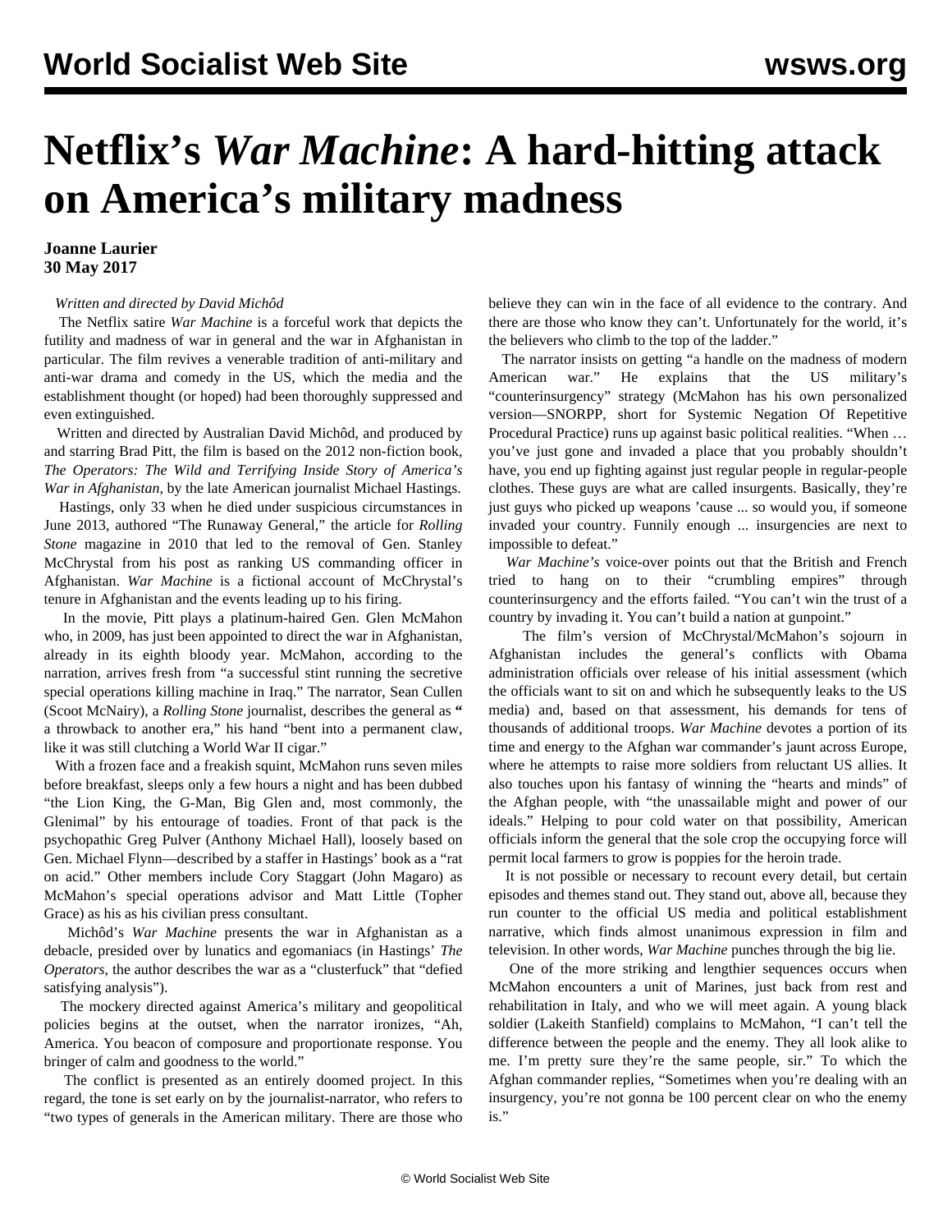# Netflix's *War Machine*: A hard-hitting attack on America's military madness

**Joanne Laurier**
**30 May 2017**

*Written and directed by David Michôd*

The Netflix satire *War Machine* is a forceful work that depicts the futility and madness of war in general and the war in Afghanistan in particular. The film revives a venerable tradition of anti-military and anti-war drama and comedy in the US, which the media and the establishment thought (or hoped) had been thoroughly suppressed and even extinguished.

Written and directed by Australian David Michôd, and produced by and starring Brad Pitt, the film is based on the 2012 non-fiction book, *The Operators: The Wild and Terrifying Inside Story of America's War in Afghanistan*, by the late American journalist Michael Hastings.

Hastings, only 33 when he died under suspicious circumstances in June 2013, authored "The Runaway General," the article for *Rolling Stone* magazine in 2010 that led to the removal of Gen. Stanley McChrystal from his post as ranking US commanding officer in Afghanistan. *War Machine* is a fictional account of McChrystal's tenure in Afghanistan and the events leading up to his firing.

In the movie, Pitt plays a platinum-haired Gen. Glen McMahon who, in 2009, has just been appointed to direct the war in Afghanistan, already in its eighth bloody year. McMahon, according to the narration, arrives fresh from "a successful stint running the secretive special operations killing machine in Iraq." The narrator, Sean Cullen (Scoot McNairy), a *Rolling Stone* journalist, describes the general as " a throwback to another era," his hand "bent into a permanent claw, like it was still clutching a World War II cigar."

With a frozen face and a freakish squint, McMahon runs seven miles before breakfast, sleeps only a few hours a night and has been dubbed "the Lion King, the G-Man, Big Glen and, most commonly, the Glenimal" by his entourage of toadies. Front of that pack is the psychopathic Greg Pulver (Anthony Michael Hall), loosely based on Gen. Michael Flynn—described by a staffer in Hastings' book as a "rat on acid." Other members include Cory Staggart (John Magaro) as McMahon's special operations advisor and Matt Little (Topher Grace) as his as his civilian press consultant.

Michôd's *War Machine* presents the war in Afghanistan as a debacle, presided over by lunatics and egomaniacs (in Hastings' *The Operators*, the author describes the war as a "clusterfuck" that "defied satisfying analysis").

The mockery directed against America's military and geopolitical policies begins at the outset, when the narrator ironizes, "Ah, America. You beacon of composure and proportionate response. You bringer of calm and goodness to the world."

The conflict is presented as an entirely doomed project. In this regard, the tone is set early on by the journalist-narrator, who refers to "two types of generals in the American military. There are those who believe they can win in the face of all evidence to the contrary. And there are those who know they can't. Unfortunately for the world, it's the believers who climb to the top of the ladder."

The narrator insists on getting "a handle on the madness of modern American war." He explains that the US military's "counterinsurgency" strategy (McMahon has his own personalized version—SNORPP, short for Systemic Negation Of Repetitive Procedural Practice) runs up against basic political realities. "When … you've just gone and invaded a place that you probably shouldn't have, you end up fighting against just regular people in regular-people clothes. These guys are what are called insurgents. Basically, they're just guys who picked up weapons 'cause ... so would you, if someone invaded your country. Funnily enough ... insurgencies are next to impossible to defeat."

*War Machine's* voice-over points out that the British and French tried to hang on to their "crumbling empires" through counterinsurgency and the efforts failed. "You can't win the trust of a country by invading it. You can't build a nation at gunpoint."

The film's version of McChrystal/McMahon's sojourn in Afghanistan includes the general's conflicts with Obama administration officials over release of his initial assessment (which the officials want to sit on and which he subsequently leaks to the US media) and, based on that assessment, his demands for tens of thousands of additional troops. *War Machine* devotes a portion of its time and energy to the Afghan war commander's jaunt across Europe, where he attempts to raise more soldiers from reluctant US allies. It also touches upon his fantasy of winning the "hearts and minds" of the Afghan people, with "the unassailable might and power of our ideals." Helping to pour cold water on that possibility, American officials inform the general that the sole crop the occupying force will permit local farmers to grow is poppies for the heroin trade.

It is not possible or necessary to recount every detail, but certain episodes and themes stand out. They stand out, above all, because they run counter to the official US media and political establishment narrative, which finds almost unanimous expression in film and television. In other words, *War Machine* punches through the big lie.

One of the more striking and lengthier sequences occurs when McMahon encounters a unit of Marines, just back from rest and rehabilitation in Italy, and who we will meet again. A young black soldier (Lakeith Stanfield) complains to McMahon, "I can't tell the difference between the people and the enemy. They all look alike to me. I'm pretty sure they're the same people, sir." To which the Afghan commander replies, "Sometimes when you're dealing with an insurgency, you're not gonna be 100 percent clear on who the enemy is."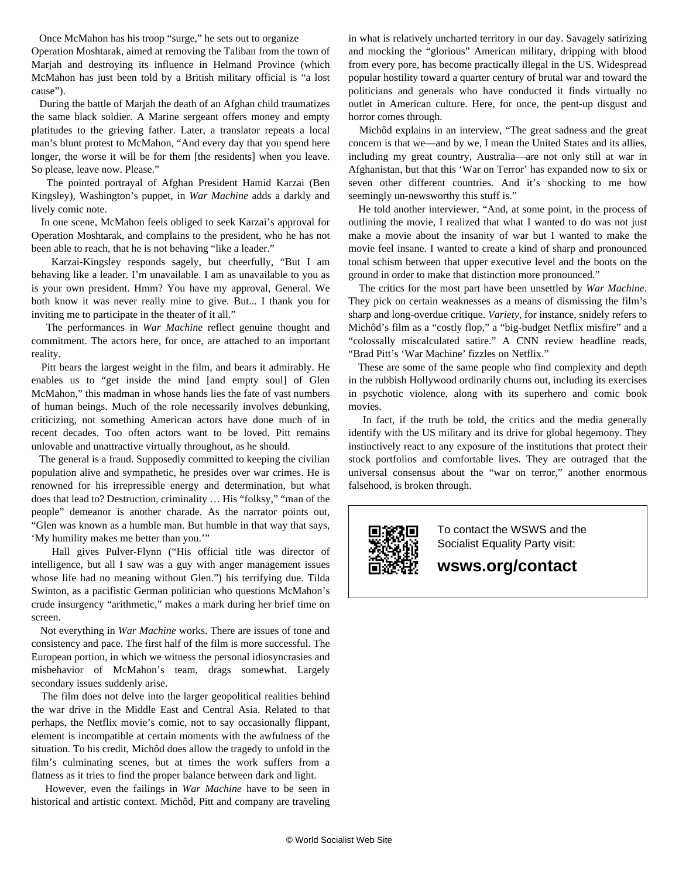Once McMahon has his troop "surge," he sets out to organize Operation Moshtarak, aimed at removing the Taliban from the town of Marjah and destroying its influence in Helmand Province (which McMahon has just been told by a British military official is "a lost cause").

During the battle of Marjah the death of an Afghan child traumatizes the same black soldier. A Marine sergeant offers money and empty platitudes to the grieving father. Later, a translator repeats a local man's blunt protest to McMahon, "And every day that you spend here longer, the worse it will be for them [the residents] when you leave. So please, leave now. Please."

The pointed portrayal of Afghan President Hamid Karzai (Ben Kingsley), Washington's puppet, in *War Machine* adds a darkly and lively comic note.

In one scene, McMahon feels obliged to seek Karzai's approval for Operation Moshtarak, and complains to the president, who he has not been able to reach, that he is not behaving "like a leader."

Karzai-Kingsley responds sagely, but cheerfully, "But I am behaving like a leader. I'm unavailable. I am as unavailable to you as is your own president. Hmm? You have my approval, General. We both know it was never really mine to give. But... I thank you for inviting me to participate in the theater of it all."

The performances in *War Machine* reflect genuine thought and commitment. The actors here, for once, are attached to an important reality.

Pitt bears the largest weight in the film, and bears it admirably. He enables us to "get inside the mind [and empty soul] of Glen McMahon," this madman in whose hands lies the fate of vast numbers of human beings. Much of the role necessarily involves debunking, criticizing, not something American actors have done much of in recent decades. Too often actors want to be loved. Pitt remains unlovable and unattractive virtually throughout, as he should.

The general is a fraud. Supposedly committed to keeping the civilian population alive and sympathetic, he presides over war crimes. He is renowned for his irrepressible energy and determination, but what does that lead to? Destruction, criminality … His "folksy," "man of the people" demeanor is another charade. As the narrator points out, "Glen was known as a humble man. But humble in that way that says, 'My humility makes me better than you.'"

Hall gives Pulver-Flynn ("His official title was director of intelligence, but all I saw was a guy with anger management issues whose life had no meaning without Glen.") his terrifying due. Tilda Swinton, as a pacifistic German politician who questions McMahon's crude insurgency "arithmetic," makes a mark during her brief time on screen.

Not everything in *War Machine* works. There are issues of tone and consistency and pace. The first half of the film is more successful. The European portion, in which we witness the personal idiosyncrasies and misbehavior of McMahon's team, drags somewhat. Largely secondary issues suddenly arise.

The film does not delve into the larger geopolitical realities behind the war drive in the Middle East and Central Asia. Related to that perhaps, the Netflix movie's comic, not to say occasionally flippant, element is incompatible at certain moments with the awfulness of the situation. To his credit, Michôd does allow the tragedy to unfold in the film's culminating scenes, but at times the work suffers from a flatness as it tries to find the proper balance between dark and light.

However, even the failings in *War Machine* have to be seen in historical and artistic context. Michôd, Pitt and company are traveling in what is relatively uncharted territory in our day. Savagely satirizing and mocking the "glorious" American military, dripping with blood from every pore, has become practically illegal in the US. Widespread popular hostility toward a quarter century of brutal war and toward the politicians and generals who have conducted it finds virtually no outlet in American culture. Here, for once, the pent-up disgust and horror comes through.

Michôd explains in an interview, "The great sadness and the great concern is that we—and by we, I mean the United States and its allies, including my great country, Australia—are not only still at war in Afghanistan, but that this 'War on Terror' has expanded now to six or seven other different countries. And it's shocking to me how seemingly un-newsworthy this stuff is."

He told another interviewer, "And, at some point, in the process of outlining the movie, I realized that what I wanted to do was not just make a movie about the insanity of war but I wanted to make the movie feel insane. I wanted to create a kind of sharp and pronounced tonal schism between that upper executive level and the boots on the ground in order to make that distinction more pronounced."

The critics for the most part have been unsettled by *War Machine*. They pick on certain weaknesses as a means of dismissing the film's sharp and long-overdue critique. *Variety*, for instance, snidely refers to Michôd's film as a "costly flop," a "big-budget Netflix misfire" and a "colossally miscalculated satire." A CNN review headline reads, "Brad Pitt's 'War Machine' fizzles on Netflix."

These are some of the same people who find complexity and depth in the rubbish Hollywood ordinarily churns out, including its exercises in psychotic violence, along with its superhero and comic book movies.

In fact, if the truth be told, the critics and the media generally identify with the US military and its drive for global hegemony. They instinctively react to any exposure of the institutions that protect their stock portfolios and comfortable lives. They are outraged that the universal consensus about the "war on terror," another enormous falsehood, is broken through.

To contact the WSWS and the Socialist Equality Party visit:

**wsws.org/contact**